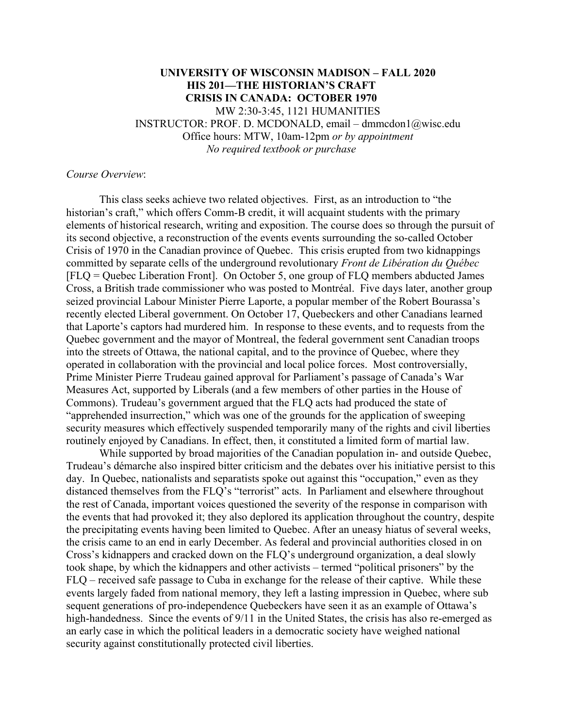**UNIVERSITY OF WISCONSIN MADISON – FALL 2020**
**HIS 201—THE HISTORIAN'S CRAFT**
**CRISIS IN CANADA: OCTOBER 1970**
MW 2:30-3:45, 1121 HUMANITIES
INSTRUCTOR: PROF. D. MCDONALD, email – dmmcdon1@wisc.edu
Office hours: MTW, 10am-12pm *or by appointment*
*No required textbook or purchase*

*Course Overview*:

This class seeks achieve two related objectives. First, as an introduction to "the historian's craft," which offers Comm-B credit, it will acquaint students with the primary elements of historical research, writing and exposition. The course does so through the pursuit of its second objective, a reconstruction of the events events surrounding the so-called October Crisis of 1970 in the Canadian province of Quebec. This crisis erupted from two kidnappings committed by separate cells of the underground revolutionary *Front de Libération du Québec* [FLQ = Quebec Liberation Front]. On October 5, one group of FLQ members abducted James Cross, a British trade commissioner who was posted to Montréal. Five days later, another group seized provincial Labour Minister Pierre Laporte, a popular member of the Robert Bourassa's recently elected Liberal government. On October 17, Quebeckers and other Canadians learned that Laporte's captors had murdered him. In response to these events, and to requests from the Quebec government and the mayor of Montreal, the federal government sent Canadian troops into the streets of Ottawa, the national capital, and to the province of Quebec, where they operated in collaboration with the provincial and local police forces. Most controversially, Prime Minister Pierre Trudeau gained approval for Parliament's passage of Canada's War Measures Act, supported by Liberals (and a few members of other parties in the House of Commons). Trudeau's government argued that the FLQ acts had produced the state of "apprehended insurrection," which was one of the grounds for the application of sweeping security measures which effectively suspended temporarily many of the rights and civil liberties routinely enjoyed by Canadians. In effect, then, it constituted a limited form of martial law.

While supported by broad majorities of the Canadian population in- and outside Quebec, Trudeau's démarche also inspired bitter criticism and the debates over his initiative persist to this day. In Quebec, nationalists and separatists spoke out against this "occupation," even as they distanced themselves from the FLQ's "terrorist" acts. In Parliament and elsewhere throughout the rest of Canada, important voices questioned the severity of the response in comparison with the events that had provoked it; they also deplored its application throughout the country, despite the precipitating events having been limited to Quebec. After an uneasy hiatus of several weeks, the crisis came to an end in early December. As federal and provincial authorities closed in on Cross's kidnappers and cracked down on the FLQ's underground organization, a deal slowly took shape, by which the kidnappers and other activists – termed "political prisoners" by the FLQ – received safe passage to Cuba in exchange for the release of their captive. While these events largely faded from national memory, they left a lasting impression in Quebec, where sub sequent generations of pro-independence Quebeckers have seen it as an example of Ottawa's high-handedness. Since the events of 9/11 in the United States, the crisis has also re-emerged as an early case in which the political leaders in a democratic society have weighed national security against constitutionally protected civil liberties.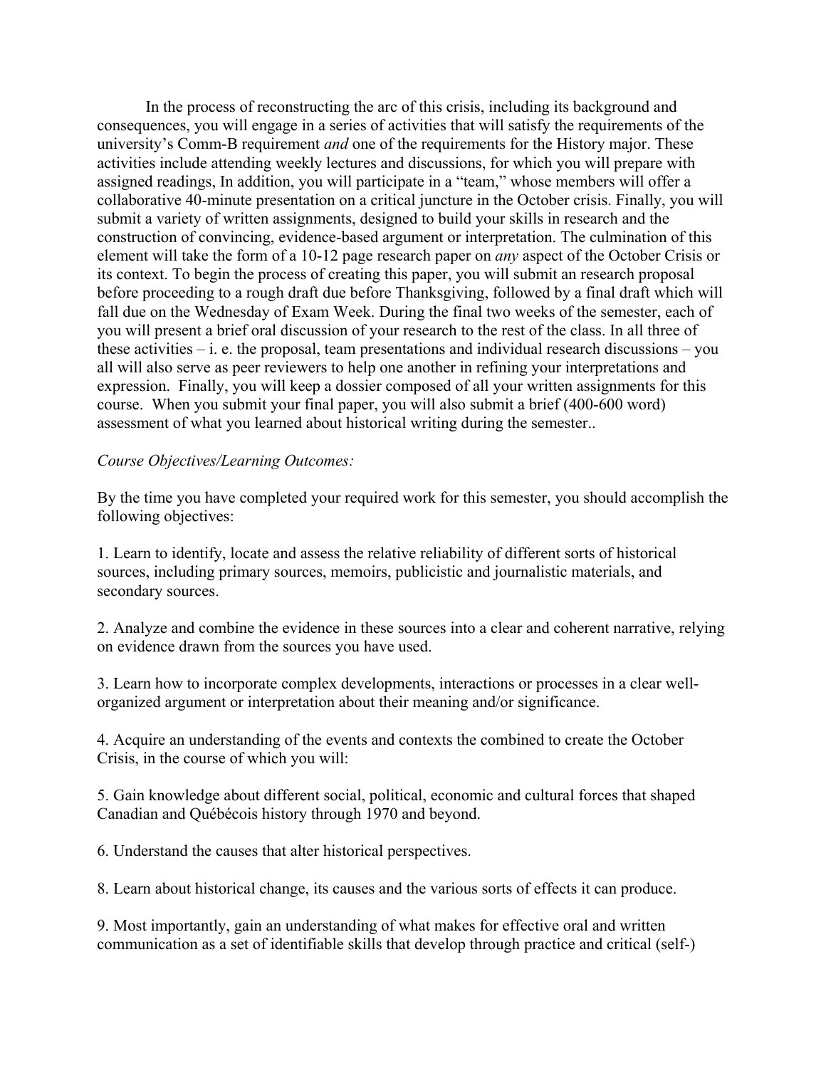In the process of reconstructing the arc of this crisis, including its background and consequences, you will engage in a series of activities that will satisfy the requirements of the university's Comm-B requirement *and* one of the requirements for the History major. These activities include attending weekly lectures and discussions, for which you will prepare with assigned readings, In addition, you will participate in a "team," whose members will offer a collaborative 40-minute presentation on a critical juncture in the October crisis. Finally, you will submit a variety of written assignments, designed to build your skills in research and the construction of convincing, evidence-based argument or interpretation. The culmination of this element will take the form of a 10-12 page research paper on *any* aspect of the October Crisis or its context. To begin the process of creating this paper, you will submit an research proposal before proceeding to a rough draft due before Thanksgiving, followed by a final draft which will fall due on the Wednesday of Exam Week. During the final two weeks of the semester, each of you will present a brief oral discussion of your research to the rest of the class. In all three of these activities – i. e. the proposal, team presentations and individual research discussions – you all will also serve as peer reviewers to help one another in refining your interpretations and expression. Finally, you will keep a dossier composed of all your written assignments for this course. When you submit your final paper, you will also submit a brief (400-600 word) assessment of what you learned about historical writing during the semester..

*Course Objectives/Learning Outcomes:*

By the time you have completed your required work for this semester, you should accomplish the following objectives:

1. Learn to identify, locate and assess the relative reliability of different sorts of historical sources, including primary sources, memoirs, publicistic and journalistic materials, and secondary sources.

2. Analyze and combine the evidence in these sources into a clear and coherent narrative, relying on evidence drawn from the sources you have used.

3. Learn how to incorporate complex developments, interactions or processes in a clear well-organized argument or interpretation about their meaning and/or significance.

4. Acquire an understanding of the events and contexts the combined to create the October Crisis, in the course of which you will:

5. Gain knowledge about different social, political, economic and cultural forces that shaped Canadian and Québécois history through 1970 and beyond.

6. Understand the causes that alter historical perspectives.

8. Learn about historical change, its causes and the various sorts of effects it can produce.

9. Most importantly, gain an understanding of what makes for effective oral and written communication as a set of identifiable skills that develop through practice and critical (self-)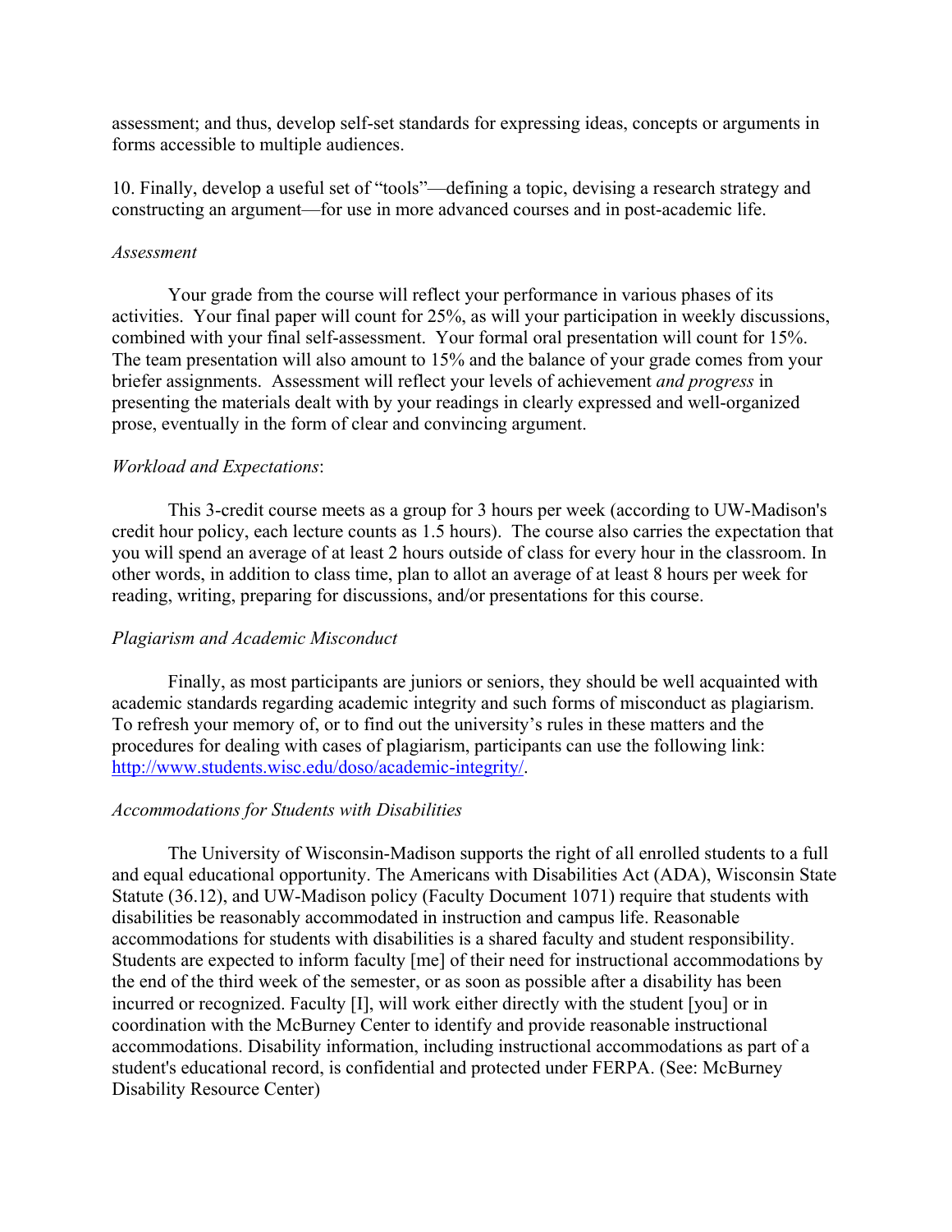assessment; and thus, develop self-set standards for expressing ideas, concepts or arguments in forms accessible to multiple audiences.

10. Finally, develop a useful set of "tools"—defining a topic, devising a research strategy and constructing an argument—for use in more advanced courses and in post-academic life.

*Assessment*

Your grade from the course will reflect your performance in various phases of its activities. Your final paper will count for 25%, as will your participation in weekly discussions, combined with your final self-assessment. Your formal oral presentation will count for 15%. The team presentation will also amount to 15% and the balance of your grade comes from your briefer assignments. Assessment will reflect your levels of achievement *and progress* in presenting the materials dealt with by your readings in clearly expressed and well-organized prose, eventually in the form of clear and convincing argument.

*Workload and Expectations*:

This 3-credit course meets as a group for 3 hours per week (according to UW-Madison's credit hour policy, each lecture counts as 1.5 hours). The course also carries the expectation that you will spend an average of at least 2 hours outside of class for every hour in the classroom. In other words, in addition to class time, plan to allot an average of at least 8 hours per week for reading, writing, preparing for discussions, and/or presentations for this course.

*Plagiarism and Academic Misconduct*

Finally, as most participants are juniors or seniors, they should be well acquainted with academic standards regarding academic integrity and such forms of misconduct as plagiarism. To refresh your memory of, or to find out the university's rules in these matters and the procedures for dealing with cases of plagiarism, participants can use the following link: http://www.students.wisc.edu/doso/academic-integrity/.

*Accommodations for Students with Disabilities*

The University of Wisconsin-Madison supports the right of all enrolled students to a full and equal educational opportunity. The Americans with Disabilities Act (ADA), Wisconsin State Statute (36.12), and UW-Madison policy (Faculty Document 1071) require that students with disabilities be reasonably accommodated in instruction and campus life. Reasonable accommodations for students with disabilities is a shared faculty and student responsibility. Students are expected to inform faculty [me] of their need for instructional accommodations by the end of the third week of the semester, or as soon as possible after a disability has been incurred or recognized. Faculty [I], will work either directly with the student [you] or in coordination with the McBurney Center to identify and provide reasonable instructional accommodations. Disability information, including instructional accommodations as part of a student's educational record, is confidential and protected under FERPA. (See: McBurney Disability Resource Center)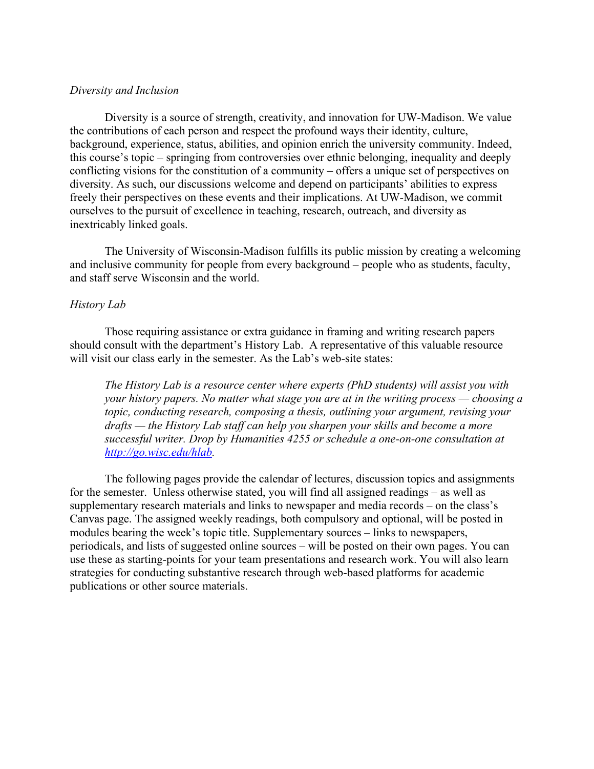*Diversity and Inclusion*

Diversity is a source of strength, creativity, and innovation for UW-Madison. We value the contributions of each person and respect the profound ways their identity, culture, background, experience, status, abilities, and opinion enrich the university community. Indeed, this course's topic – springing from controversies over ethnic belonging, inequality and deeply conflicting visions for the constitution of a community – offers a unique set of perspectives on diversity. As such, our discussions welcome and depend on participants' abilities to express freely their perspectives on these events and their implications. At UW-Madison, we commit ourselves to the pursuit of excellence in teaching, research, outreach, and diversity as inextricably linked goals.

The University of Wisconsin-Madison fulfills its public mission by creating a welcoming and inclusive community for people from every background – people who as students, faculty, and staff serve Wisconsin and the world.

*History Lab*

Those requiring assistance or extra guidance in framing and writing research papers should consult with the department's History Lab. A representative of this valuable resource will visit our class early in the semester. As the Lab's web-site states:

> *The History Lab is a resource center where experts (PhD students) will assist you with your history papers. No matter what stage you are at in the writing process — choosing a topic, conducting research, composing a thesis, outlining your argument, revising your drafts — the History Lab staff can help you sharpen your skills and become a more successful writer. Drop by Humanities 4255 or schedule a one-on-one consultation at [http://go.wisc.edu/hlab](http://go.wisc.edu/hlab).*

The following pages provide the calendar of lectures, discussion topics and assignments for the semester. Unless otherwise stated, you will find all assigned readings – as well as supplementary research materials and links to newspaper and media records – on the class's Canvas page. The assigned weekly readings, both compulsory and optional, will be posted in modules bearing the week's topic title. Supplementary sources – links to newspapers, periodicals, and lists of suggested online sources – will be posted on their own pages. You can use these as starting-points for your team presentations and research work. You will also learn strategies for conducting substantive research through web-based platforms for academic publications or other source materials.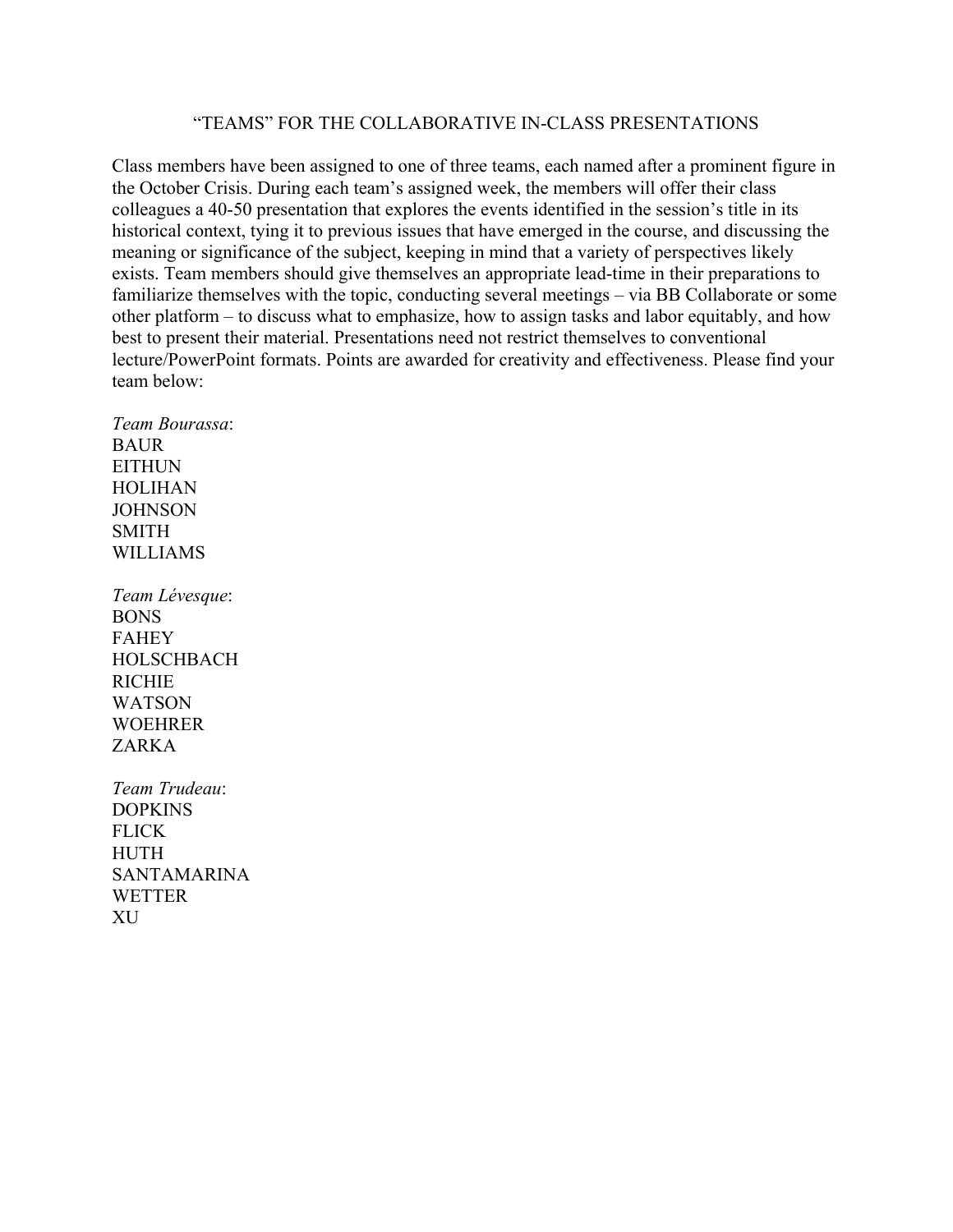# "TEAMS" FOR THE COLLABORATIVE IN-CLASS PRESENTATIONS

Class members have been assigned to one of three teams, each named after a prominent figure in the October Crisis. During each team's assigned week, the members will offer their class colleagues a 40-50 presentation that explores the events identified in the session's title in its historical context, tying it to previous issues that have emerged in the course, and discussing the meaning or significance of the subject, keeping in mind that a variety of perspectives likely exists. Team members should give themselves an appropriate lead-time in their preparations to familiarize themselves with the topic, conducting several meetings – via BB Collaborate or some other platform – to discuss what to emphasize, how to assign tasks and labor equitably, and how best to present their material. Presentations need not restrict themselves to conventional lecture/PowerPoint formats. Points are awarded for creativity and effectiveness. Please find your team below:

*Team Bourassa*:
BAUR
EITHUN
HOLIHAN
JOHNSON
SMITH
WILLIAMS

*Team Lévesque*:
BONS
FAHEY
HOLSCHBACH
RICHIE
WATSON
WOEHRER
ZARKA

*Team Trudeau*:
DOPKINS
FLICK
HUTH
SANTAMARINA
WETTER
XU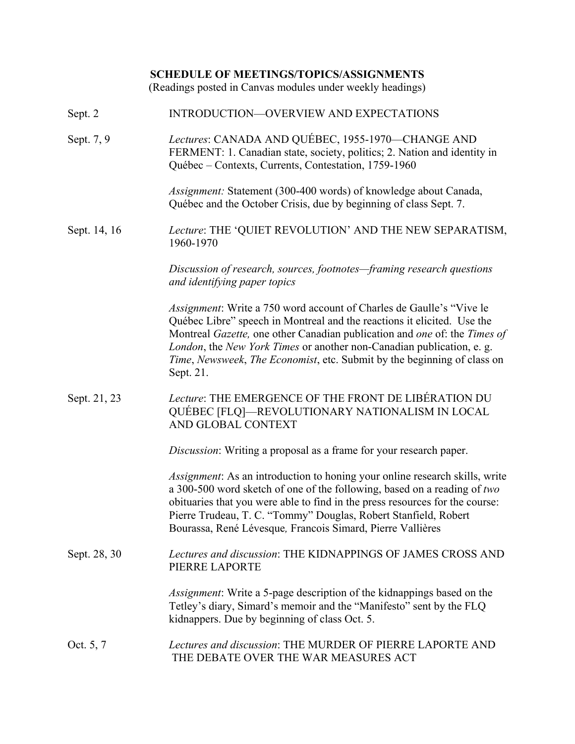## SCHEDULE OF MEETINGS/TOPICS/ASSIGNMENTS

(Readings posted in Canvas modules under weekly headings)

**Sept. 2** — INTRODUCTION—OVERVIEW AND EXPECTATIONS

**Sept. 7, 9** — *Lectures*: CANADA AND QUÉBEC, 1955-1970—CHANGE AND FERMENT: 1. Canadian state, society, politics; 2. Nation and identity in Québec – Contexts, Currents, Contestation, 1759-1960

*Assignment:* Statement (300-400 words) of knowledge about Canada, Québec and the October Crisis, due by beginning of class Sept. 7.

**Sept. 14, 16** — *Lecture*: THE 'QUIET REVOLUTION' AND THE NEW SEPARATISM, 1960-1970

*Discussion of research, sources, footnotes—framing research questions and identifying paper topics*

*Assignment*: Write a 750 word account of Charles de Gaulle's "Vive le Québec Libre" speech in Montreal and the reactions it elicited. Use the Montreal *Gazette,* one other Canadian publication and *one* of: the *Times of London*, the *New York Times* or another non-Canadian publication, e. g. *Time*, *Newsweek*, *The Economist*, etc. Submit by the beginning of class on Sept. 21.

**Sept. 21, 23** — *Lecture*: THE EMERGENCE OF THE FRONT DE LIBÉRATION DU QUÉBEC [FLQ]—REVOLUTIONARY NATIONALISM IN LOCAL AND GLOBAL CONTEXT

*Discussion*: Writing a proposal as a frame for your research paper.

*Assignment*: As an introduction to honing your online research skills, write a 300-500 word sketch of one of the following, based on a reading of *two* obituaries that you were able to find in the press resources for the course: Pierre Trudeau, T. C. "Tommy" Douglas, Robert Stanfield, Robert Bourassa, René Lévesque*,* Francois Simard, Pierre Vallières

**Sept. 28, 30** — *Lectures and discussion*: THE KIDNAPPINGS OF JAMES CROSS AND PIERRE LAPORTE

*Assignment*: Write a 5-page description of the kidnappings based on the Tetley's diary, Simard's memoir and the "Manifesto" sent by the FLQ kidnappers. Due by beginning of class Oct. 5.

**Oct. 5, 7** — *Lectures and discussion*: THE MURDER OF PIERRE LAPORTE AND THE DEBATE OVER THE WAR MEASURES ACT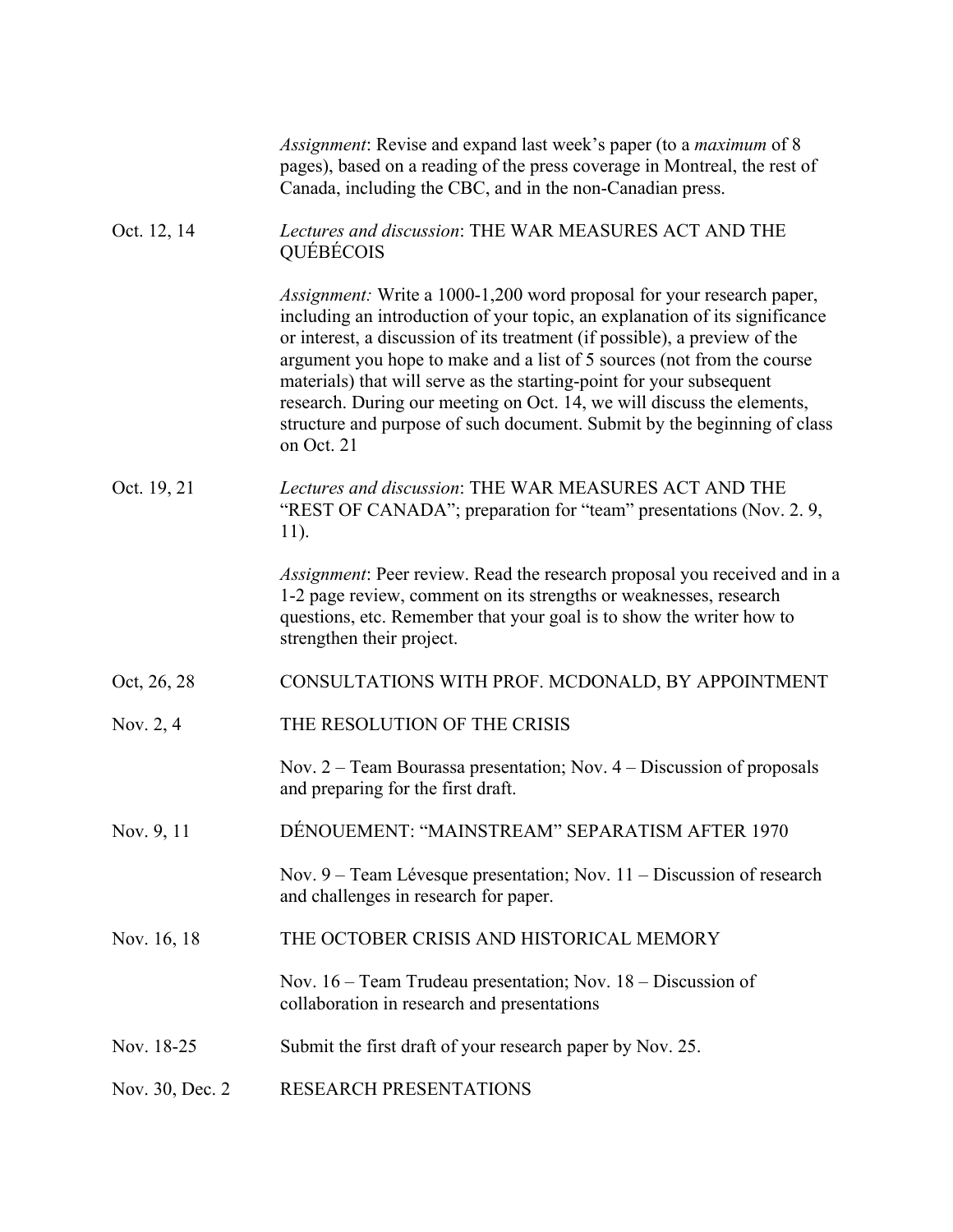*Assignment*: Revise and expand last week's paper (to a *maximum* of 8 pages), based on a reading of the press coverage in Montreal, the rest of Canada, including the CBC, and in the non-Canadian press.

**Oct. 12, 14** — *Lectures and discussion*: THE WAR MEASURES ACT AND THE QUÉBÉCOIS

*Assignment:* Write a 1000-1,200 word proposal for your research paper, including an introduction of your topic, an explanation of its significance or interest, a discussion of its treatment (if possible), a preview of the argument you hope to make and a list of 5 sources (not from the course materials) that will serve as the starting-point for your subsequent research. During our meeting on Oct. 14, we will discuss the elements, structure and purpose of such document. Submit by the beginning of class on Oct. 21

**Oct. 19, 21** — *Lectures and discussion*: THE WAR MEASURES ACT AND THE "REST OF CANADA"; preparation for "team" presentations (Nov. 2. 9, 11).

*Assignment*: Peer review. Read the research proposal you received and in a 1-2 page review, comment on its strengths or weaknesses, research questions, etc. Remember that your goal is to show the writer how to strengthen their project.

**Oct, 26, 28** — CONSULTATIONS WITH PROF. MCDONALD, BY APPOINTMENT

**Nov. 2, 4** — THE RESOLUTION OF THE CRISIS

Nov. 2 – Team Bourassa presentation; Nov. 4 – Discussion of proposals and preparing for the first draft.

**Nov. 9, 11** — DÉNOUEMENT: "MAINSTREAM" SEPARATISM AFTER 1970

Nov. 9 – Team Lévesque presentation; Nov. 11 – Discussion of research and challenges in research for paper.

**Nov. 16, 18** — THE OCTOBER CRISIS AND HISTORICAL MEMORY

Nov. 16 – Team Trudeau presentation; Nov. 18 – Discussion of collaboration in research and presentations

**Nov. 18-25** — Submit the first draft of your research paper by Nov. 25.

**Nov. 30, Dec. 2** — RESEARCH PRESENTATIONS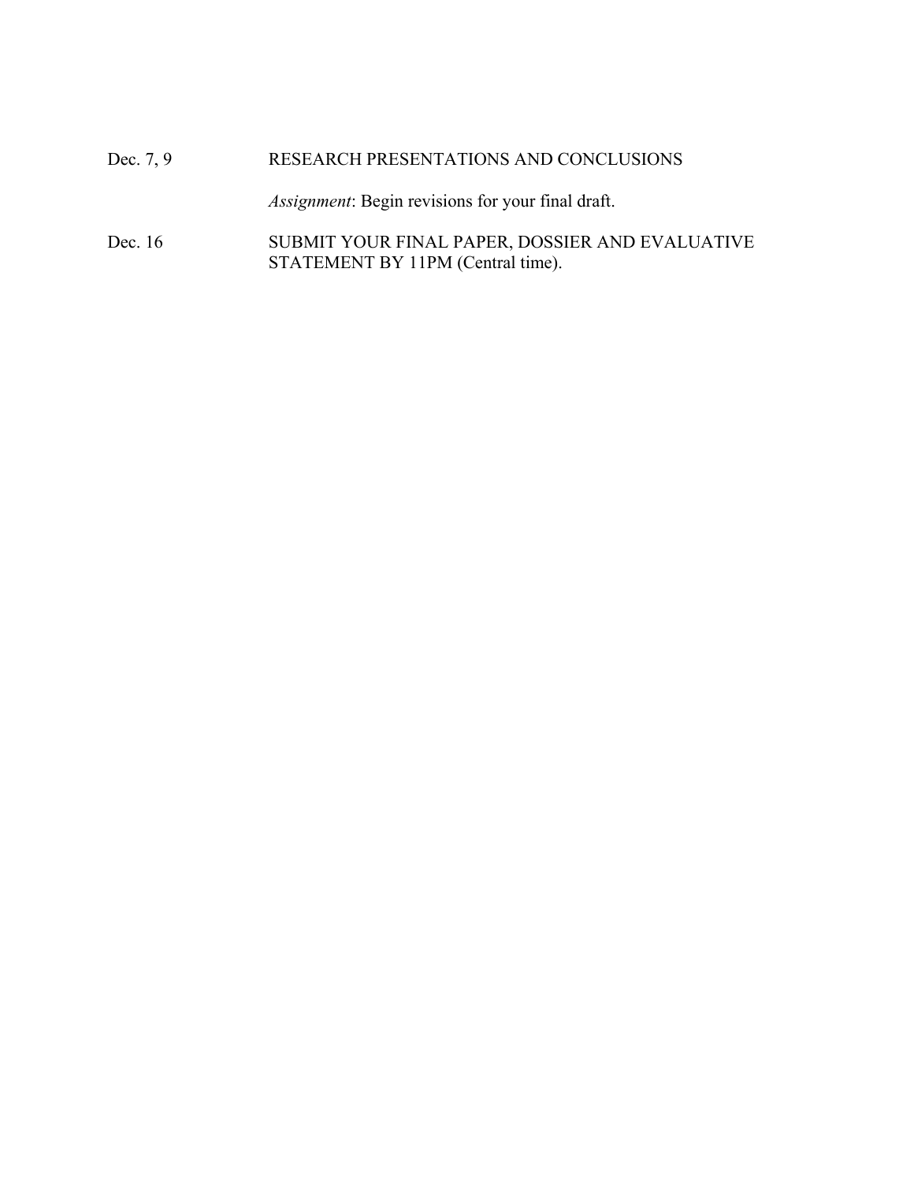| | |
|---|---|
| Dec. 7, 9 | RESEARCH PRESENTATIONS AND CONCLUSIONS |
| | *Assignment*: Begin revisions for your final draft. |
| Dec. 16 | SUBMIT YOUR FINAL PAPER, DOSSIER AND EVALUATIVE STATEMENT BY 11PM (Central time). |